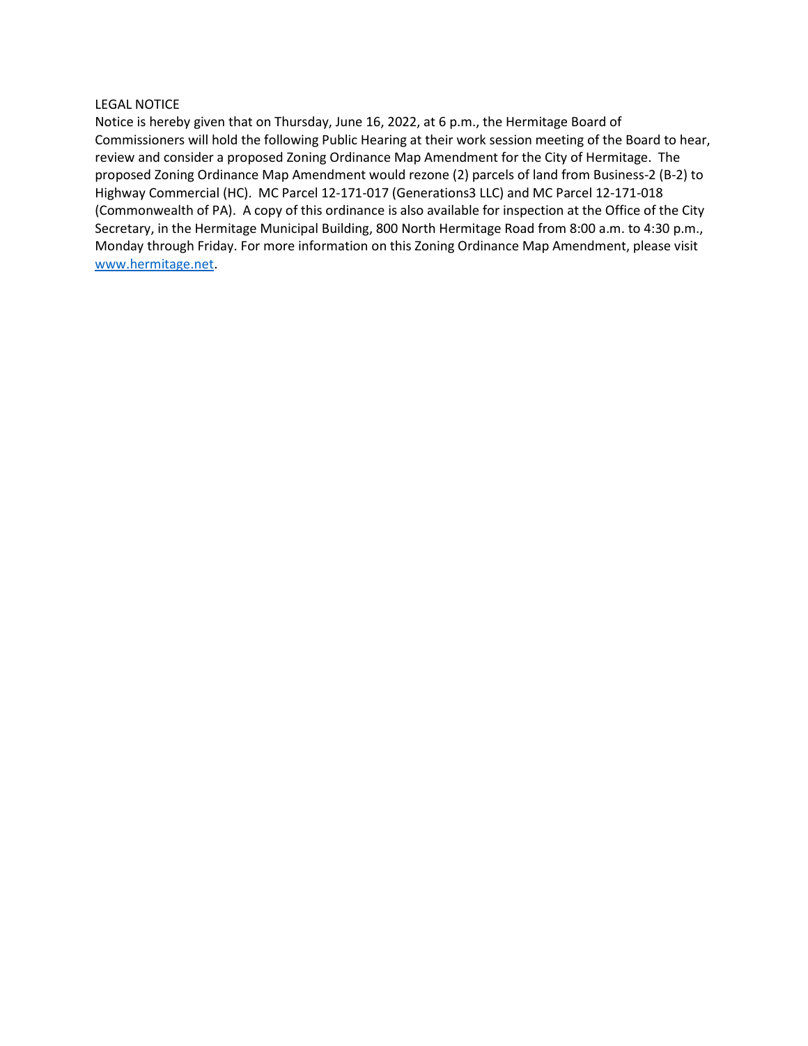LEGAL NOTICE

Notice is hereby given that on Thursday, June 16, 2022, at 6 p.m., the Hermitage Board of Commissioners will hold the following Public Hearing at their work session meeting of the Board to hear, review and consider a proposed Zoning Ordinance Map Amendment for the City of Hermitage. The proposed Zoning Ordinance Map Amendment would rezone (2) parcels of land from Business-2 (B-2) to Highway Commercial (HC). MC Parcel 12-171-017 (Generations3 LLC) and MC Parcel 12-171-018 (Commonwealth of PA). A copy of this ordinance is also available for inspection at the Office of the City Secretary, in the Hermitage Municipal Building, 800 North Hermitage Road from 8:00 a.m. to 4:30 p.m., Monday through Friday. For more information on this Zoning Ordinance Map Amendment, please visit [www.hermitage.net](http://www.hermitage.net).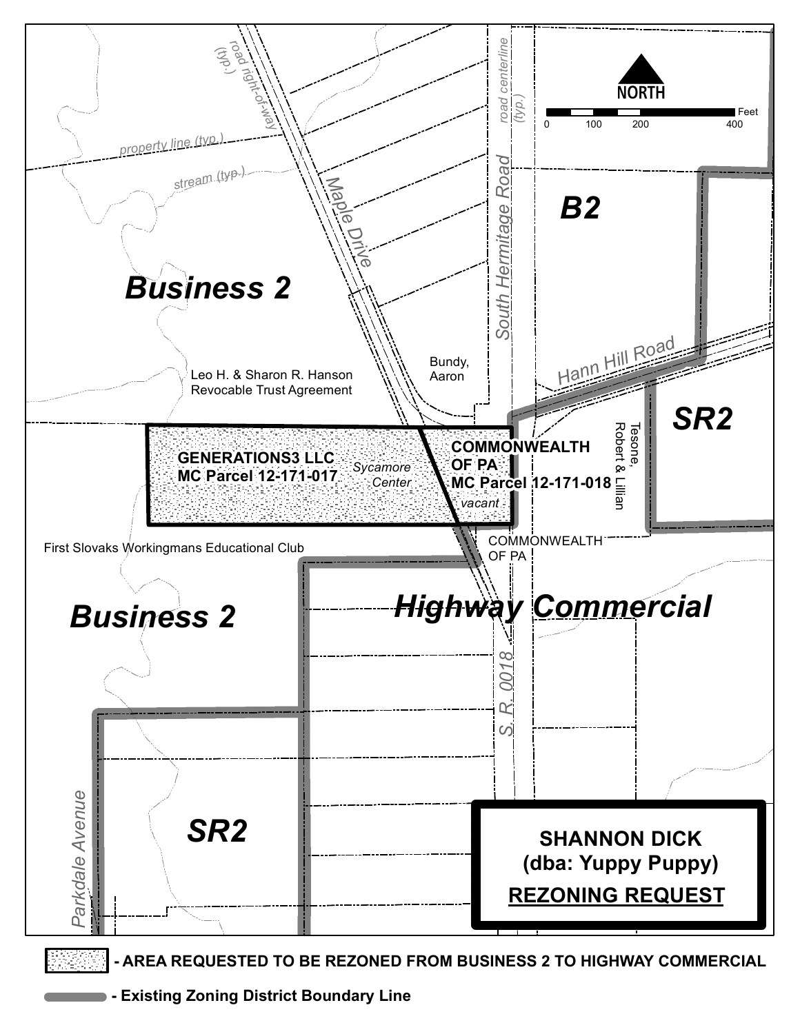NORTH

0 100 200 400 Feet

road right-of-way (typ.)

road centerline (typ.)

property line (typ.)

stream (typ.)

Maple Drive

South Hermitage Road

B2

Business 2

Hann Hill Road

Bundy, Aaron

Leo H. & Sharon R. Hanson Revocable Trust Agreement

SR2

Tesone, Robert & Lillian

**GENERATIONS3 LLC**
**MC Parcel 12-171-017**

*Sycamore Center*

**COMMONWEALTH OF PA**
**MC Parcel 12-171-018**

*vacant*

COMMONWEALTH OF PA

First Slovaks Workingmans Educational Club

Business 2

Highway Commercial

S. R. 0018

Parkdale Avenue

SR2

**SHANNON DICK**
**(dba: Yuppy Puppy)**
**REZONING REQUEST**

**- AREA REQUESTED TO BE REZONED FROM BUSINESS 2 TO HIGHWAY COMMERCIAL**

**- Existing Zoning District Boundary Line**